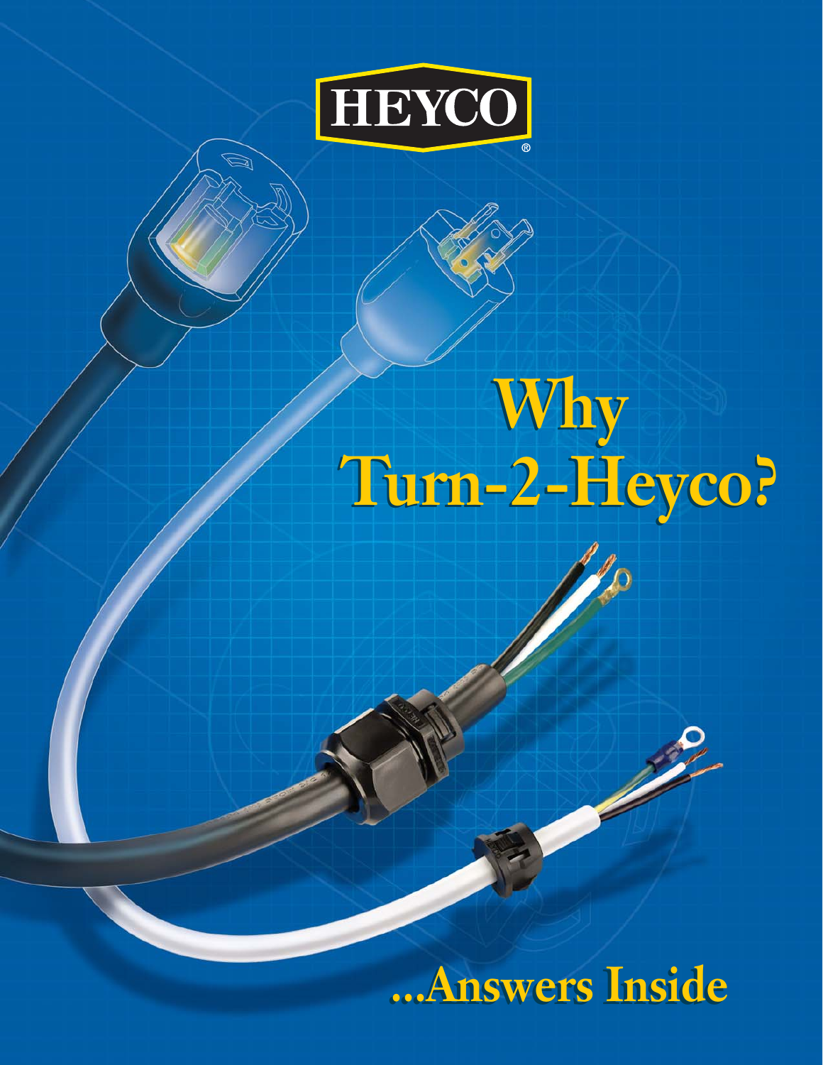HEYCO®

# Why Turn-2-Heyco?

## ...Answers Inside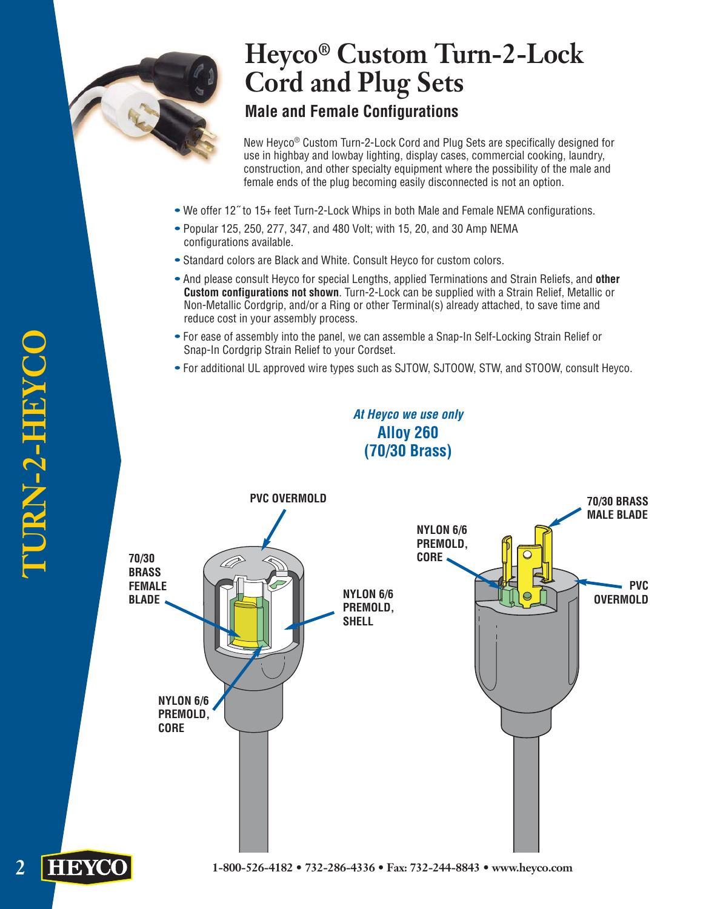# Heyco® Custom Turn-2-Lock Cord and Plug Sets

## Male and Female Configurations

New Heyco® Custom Turn-2-Lock Cord and Plug Sets are specifically designed for use in highbay and lowbay lighting, display cases, commercial cooking, laundry, construction, and other specialty equipment where the possibility of the male and female ends of the plug becoming easily disconnected is not an option.

- We offer 12˝ to 15+ feet Turn-2-Lock Whips in both Male and Female NEMA configurations.
- Popular 125, 250, 277, 347, and 480 Volt; with 15, 20, and 30 Amp NEMA configurations available.
- Standard colors are Black and White. Consult Heyco for custom colors.
- And please consult Heyco for special Lengths, applied Terminations and Strain Reliefs, and **other Custom configurations not shown**. Turn-2-Lock can be supplied with a Strain Relief, Metallic or Non-Metallic Cordgrip, and/or a Ring or other Terminal(s) already attached, to save time and reduce cost in your assembly process.
- For ease of assembly into the panel, we can assemble a Snap-In Self-Locking Strain Relief or Snap-In Cordgrip Strain Relief to your Cordset.
- For additional UL approved wire types such as SJTOW, SJTOOW, STW, and STOOW, consult Heyco.

*At Heyco we use only*
**Alloy 260 (70/30 Brass)**

PVC OVERMOLD

70/30 BRASS FEMALE BLADE

NYLON 6/6 PREMOLD, SHELL

NYLON 6/6 PREMOLD, CORE

70/30 BRASS MALE BLADE

NYLON 6/6 PREMOLD, CORE

PVC OVERMOLD

1-800-526-4182 • 732-286-4336 • Fax: 732-244-8843 • www.heyco.com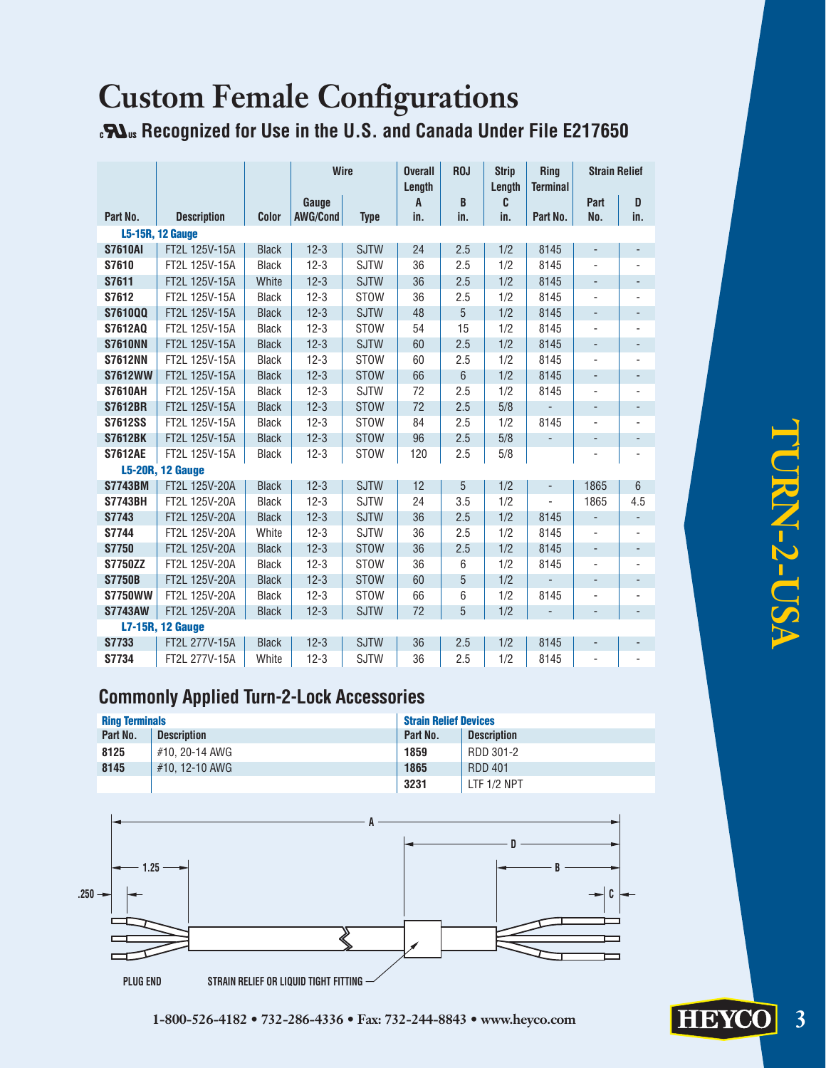# Custom Female Configurations

### cURus Recognized for Use in the U.S. and Canada Under File E217650

| Part No. | Description | Color | Wire Gauge AWG/Cond | Wire Type | Overall Length A in. | ROJ B in. | Strip Length C in. | Ring Terminal Part No. | Strain Relief Part No. | Strain Relief D in. |
|---|---|---|---|---|---|---|---|---|---|---|
| **L5-15R, 12 Gauge** | | | | | | | | | | |
| **S7610AI** | FT2L 125V-15A | Black | 12-3 | SJTW | 24 | 2.5 | 1/2 | 8145 | - | - |
| **S7610** | FT2L 125V-15A | Black | 12-3 | SJTW | 36 | 2.5 | 1/2 | 8145 | - | - |
| **S7611** | FT2L 125V-15A | White | 12-3 | SJTW | 36 | 2.5 | 1/2 | 8145 | - | - |
| **S7612** | FT2L 125V-15A | Black | 12-3 | STOW | 36 | 2.5 | 1/2 | 8145 | - | - |
| **S7610QQ** | FT2L 125V-15A | Black | 12-3 | SJTW | 48 | 5 | 1/2 | 8145 | - | - |
| **S7612AQ** | FT2L 125V-15A | Black | 12-3 | STOW | 54 | 15 | 1/2 | 8145 | - | - |
| **S7610NN** | FT2L 125V-15A | Black | 12-3 | SJTW | 60 | 2.5 | 1/2 | 8145 | - | - |
| **S7612NN** | FT2L 125V-15A | Black | 12-3 | STOW | 60 | 2.5 | 1/2 | 8145 | - | - |
| **S7612WW** | FT2L 125V-15A | Black | 12-3 | STOW | 66 | 6 | 1/2 | 8145 | - | - |
| **S7610AH** | FT2L 125V-15A | Black | 12-3 | SJTW | 72 | 2.5 | 1/2 | 8145 | - | - |
| **S7612BR** | FT2L 125V-15A | Black | 12-3 | STOW | 72 | 2.5 | 5/8 | - | - | - |
| **S7612SS** | FT2L 125V-15A | Black | 12-3 | STOW | 84 | 2.5 | 1/2 | 8145 | - | - |
| **S7612BK** | FT2L 125V-15A | Black | 12-3 | STOW | 96 | 2.5 | 5/8 | - | - | - |
| **S7612AE** | FT2L 125V-15A | Black | 12-3 | STOW | 120 | 2.5 | 5/8 | | - | - |
| **L5-20R, 12 Gauge** | | | | | | | | | | |
| **S7743BM** | FT2L 125V-20A | Black | 12-3 | SJTW | 12 | 5 | 1/2 | - | 1865 | 6 |
| **S7743BH** | FT2L 125V-20A | Black | 12-3 | SJTW | 24 | 3.5 | 1/2 | - | 1865 | 4.5 |
| **S7743** | FT2L 125V-20A | Black | 12-3 | SJTW | 36 | 2.5 | 1/2 | 8145 | - | - |
| **S7744** | FT2L 125V-20A | White | 12-3 | SJTW | 36 | 2.5 | 1/2 | 8145 | - | - |
| **S7750** | FT2L 125V-20A | Black | 12-3 | STOW | 36 | 2.5 | 1/2 | 8145 | - | - |
| **S7750ZZ** | FT2L 125V-20A | Black | 12-3 | STOW | 36 | 6 | 1/2 | 8145 | - | - |
| **S7750B** | FT2L 125V-20A | Black | 12-3 | STOW | 60 | 5 | 1/2 | - | - | - |
| **S7750WW** | FT2L 125V-20A | Black | 12-3 | STOW | 66 | 6 | 1/2 | 8145 | - | - |
| **S7743AW** | FT2L 125V-20A | Black | 12-3 | SJTW | 72 | 5 | 1/2 | - | - | - |
| **L7-15R, 12 Gauge** | | | | | | | | | | |
| **S7733** | FT2L 277V-15A | Black | 12-3 | SJTW | 36 | 2.5 | 1/2 | 8145 | - | - |
| **S7734** | FT2L 277V-15A | White | 12-3 | SJTW | 36 | 2.5 | 1/2 | 8145 | - | - |

## Commonly Applied Turn-2-Lock Accessories

| Ring Terminals | | Strain Relief Devices | |
|---|---|---|---|
| Part No. | Description | Part No. | Description |
| **8125** | #10, 20-14 AWG | **1859** | RDD 301-2 |
| **8145** | #10, 12-10 AWG | **1865** | RDD 401 |
| | | **3231** | LTF 1/2 NPT |

A

D

1.25

B

.250

C

PLUG END

STRAIN RELIEF OR LIQUID TIGHT FITTING

1-800-526-4182 • 732-286-4336 • Fax: 732-244-8843 • www.heyco.com

TURN-2-USA

HEYCO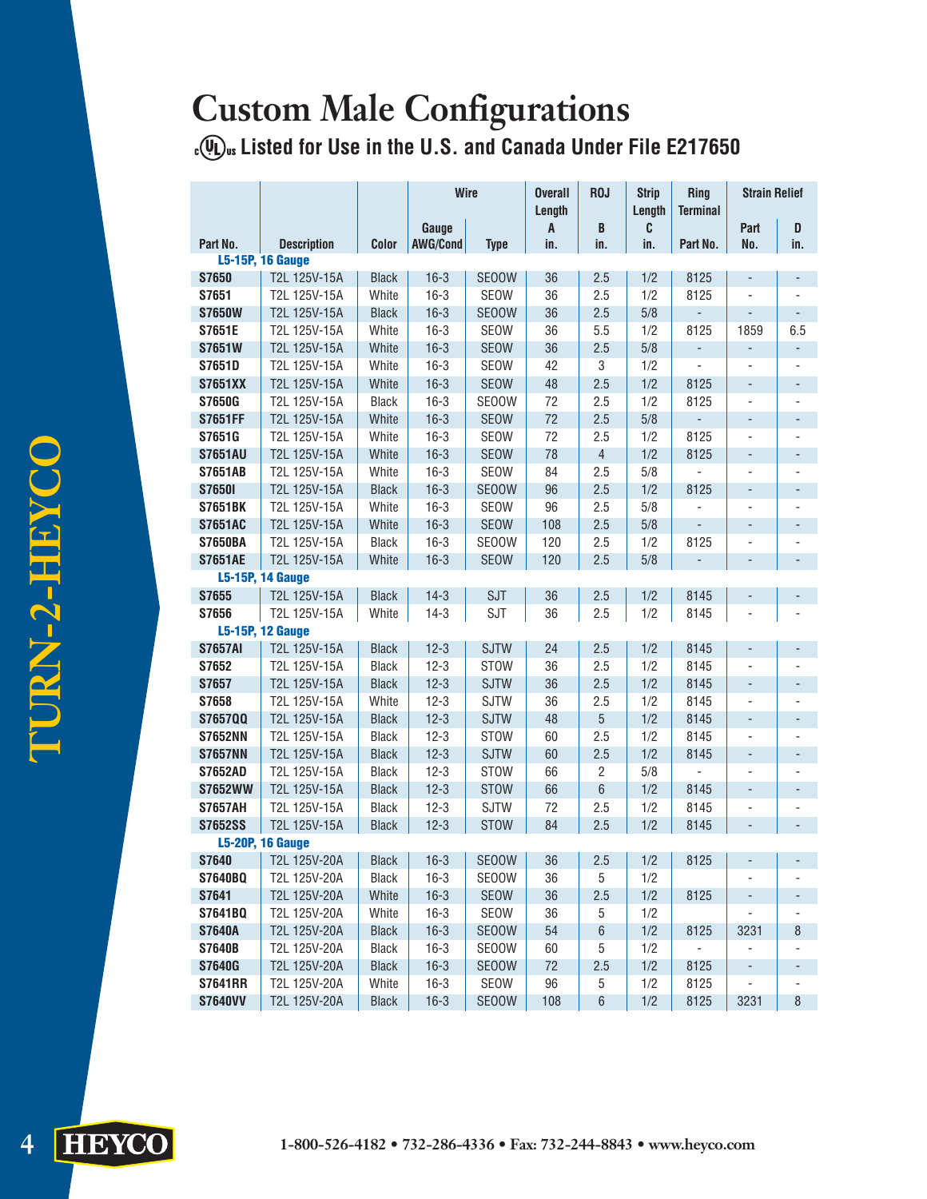# Custom Male Configurations

**cULus Listed for Use in the U.S. and Canada Under File E217650**

| | | | Wire | | Overall Length | ROJ | Strip Length | Ring Terminal | Strain Relief | |
|---|---|---|---|---|---|---|---|---|---|---|
| Part No. | Description | Color | Gauge AWG/Cond | Type | A in. | B in. | C in. | Part No. | Part No. | D in. |
| **L5-15P, 16 Gauge** | | | | | | | | | | |
| **S7650** | T2L 125V-15A | Black | 16-3 | SEOOW | 36 | 2.5 | 1/2 | 8125 | - | - |
| **S7651** | T2L 125V-15A | White | 16-3 | SEOW | 36 | 2.5 | 1/2 | 8125 | - | - |
| **S7650W** | T2L 125V-15A | Black | 16-3 | SEOOW | 36 | 2.5 | 5/8 | - | - | - |
| **S7651E** | T2L 125V-15A | White | 16-3 | SEOW | 36 | 5.5 | 1/2 | 8125 | 1859 | 6.5 |
| **S7651W** | T2L 125V-15A | White | 16-3 | SEOW | 36 | 2.5 | 5/8 | - | - | - |
| **S7651D** | T2L 125V-15A | White | 16-3 | SEOW | 42 | 3 | 1/2 | - | - | - |
| **S7651XX** | T2L 125V-15A | White | 16-3 | SEOW | 48 | 2.5 | 1/2 | 8125 | - | - |
| **S7650G** | T2L 125V-15A | Black | 16-3 | SEOOW | 72 | 2.5 | 1/2 | 8125 | - | - |
| **S7651FF** | T2L 125V-15A | White | 16-3 | SEOW | 72 | 2.5 | 5/8 | - | - | - |
| **S7651G** | T2L 125V-15A | White | 16-3 | SEOW | 72 | 2.5 | 1/2 | 8125 | - | - |
| **S7651AU** | T2L 125V-15A | White | 16-3 | SEOW | 78 | 4 | 1/2 | 8125 | - | - |
| **S7651AB** | T2L 125V-15A | White | 16-3 | SEOW | 84 | 2.5 | 5/8 | - | - | - |
| **S7650I** | T2L 125V-15A | Black | 16-3 | SEOOW | 96 | 2.5 | 1/2 | 8125 | - | - |
| **S7651BK** | T2L 125V-15A | White | 16-3 | SEOW | 96 | 2.5 | 5/8 | - | - | - |
| **S7651AC** | T2L 125V-15A | White | 16-3 | SEOW | 108 | 2.5 | 5/8 | - | - | - |
| **S7650BA** | T2L 125V-15A | Black | 16-3 | SEOOW | 120 | 2.5 | 1/2 | 8125 | - | - |
| **S7651AE** | T2L 125V-15A | White | 16-3 | SEOW | 120 | 2.5 | 5/8 | - | - | - |
| **L5-15P, 14 Gauge** | | | | | | | | | | |
| **S7655** | T2L 125V-15A | Black | 14-3 | SJT | 36 | 2.5 | 1/2 | 8145 | - | - |
| **S7656** | T2L 125V-15A | White | 14-3 | SJT | 36 | 2.5 | 1/2 | 8145 | - | - |
| **L5-15P, 12 Gauge** | | | | | | | | | | |
| **S7657AI** | T2L 125V-15A | Black | 12-3 | SJTW | 24 | 2.5 | 1/2 | 8145 | - | - |
| **S7652** | T2L 125V-15A | Black | 12-3 | STOW | 36 | 2.5 | 1/2 | 8145 | - | - |
| **S7657** | T2L 125V-15A | Black | 12-3 | SJTW | 36 | 2.5 | 1/2 | 8145 | - | - |
| **S7658** | T2L 125V-15A | White | 12-3 | SJTW | 36 | 2.5 | 1/2 | 8145 | - | - |
| **S7657QQ** | T2L 125V-15A | Black | 12-3 | SJTW | 48 | 5 | 1/2 | 8145 | - | - |
| **S7652NN** | T2L 125V-15A | Black | 12-3 | STOW | 60 | 2.5 | 1/2 | 8145 | - | - |
| **S7657NN** | T2L 125V-15A | Black | 12-3 | SJTW | 60 | 2.5 | 1/2 | 8145 | - | - |
| **S7652AD** | T2L 125V-15A | Black | 12-3 | STOW | 66 | 2 | 5/8 | - | - | - |
| **S7652WW** | T2L 125V-15A | Black | 12-3 | STOW | 66 | 6 | 1/2 | 8145 | - | - |
| **S7657AH** | T2L 125V-15A | Black | 12-3 | SJTW | 72 | 2.5 | 1/2 | 8145 | - | - |
| **S7652SS** | T2L 125V-15A | Black | 12-3 | STOW | 84 | 2.5 | 1/2 | 8145 | - | - |
| **L5-20P, 16 Gauge** | | | | | | | | | | |
| **S7640** | T2L 125V-20A | Black | 16-3 | SEOOW | 36 | 2.5 | 1/2 | 8125 | - | - |
| **S7640BQ** | T2L 125V-20A | Black | 16-3 | SEOOW | 36 | 5 | 1/2 | | - | - |
| **S7641** | T2L 125V-20A | White | 16-3 | SEOW | 36 | 2.5 | 1/2 | 8125 | - | - |
| **S7641BQ** | T2L 125V-20A | White | 16-3 | SEOW | 36 | 5 | 1/2 | | - | - |
| **S7640A** | T2L 125V-20A | Black | 16-3 | SEOOW | 54 | 6 | 1/2 | 8125 | 3231 | 8 |
| **S7640B** | T2L 125V-20A | Black | 16-3 | SEOOW | 60 | 5 | 1/2 | - | - | - |
| **S7640G** | T2L 125V-20A | Black | 16-3 | SEOOW | 72 | 2.5 | 1/2 | 8125 | - | - |
| **S7641RR** | T2L 125V-20A | White | 16-3 | SEOW | 96 | 5 | 1/2 | 8125 | - | - |
| **S7640VV** | T2L 125V-20A | Black | 16-3 | SEOOW | 108 | 6 | 1/2 | 8125 | 3231 | 8 |

1-800-526-4182 • 732-286-4336 • Fax: 732-244-8843 • www.heyco.com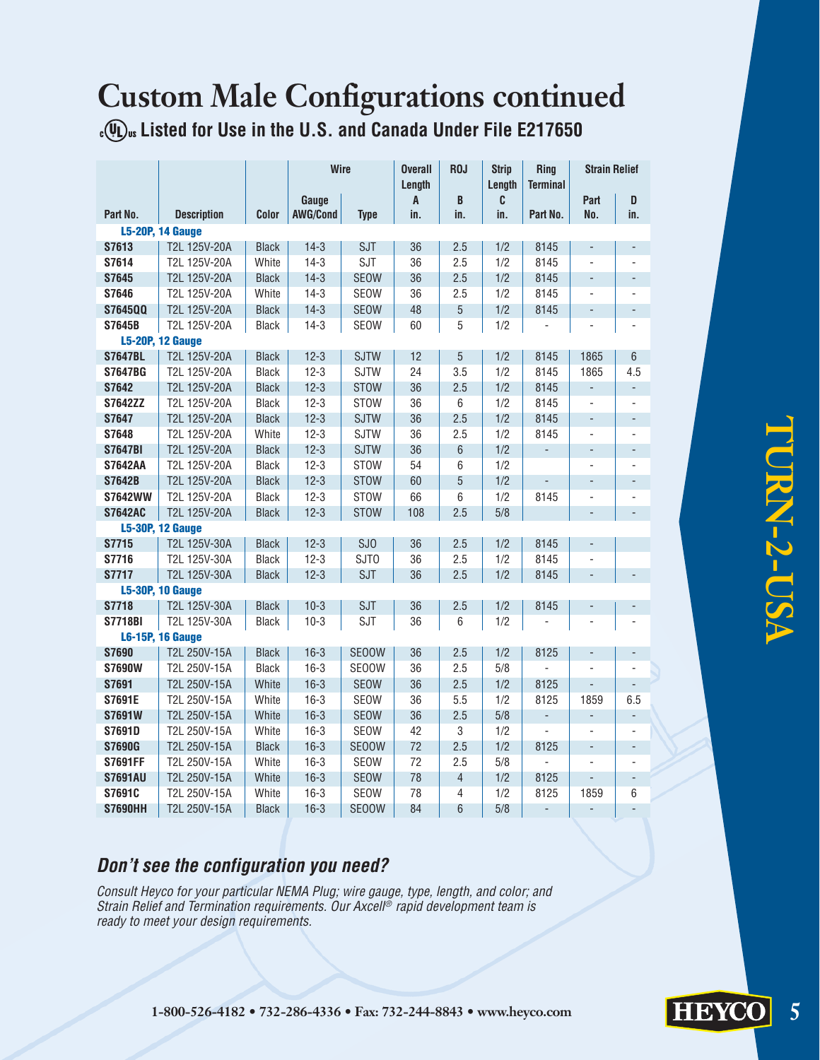# Custom Male Configurations continued

**cULus Listed for Use in the U.S. and Canada Under File E217650**

| | | | Wire | | Overall Length | ROJ | Strip Length | Ring Terminal | Strain Relief | |
|---|---|---|---|---|---|---|---|---|---|---|
| Part No. | Description | Color | Gauge AWG/Cond | Type | A in. | B in. | C in. | Part No. | Part No. | D in. |
| **L5-20P, 14 Gauge** | | | | | | | | | | |
| **S7613** | T2L 125V-20A | Black | 14-3 | SJT | 36 | 2.5 | 1/2 | 8145 | - | - |
| **S7614** | T2L 125V-20A | White | 14-3 | SJT | 36 | 2.5 | 1/2 | 8145 | - | - |
| **S7645** | T2L 125V-20A | Black | 14-3 | SEOW | 36 | 2.5 | 1/2 | 8145 | - | - |
| **S7646** | T2L 125V-20A | White | 14-3 | SEOW | 36 | 2.5 | 1/2 | 8145 | - | - |
| **S7645QQ** | T2L 125V-20A | Black | 14-3 | SEOW | 48 | 5 | 1/2 | 8145 | - | - |
| **S7645B** | T2L 125V-20A | Black | 14-3 | SEOW | 60 | 5 | 1/2 | - | - | - |
| **L5-20P, 12 Gauge** | | | | | | | | | | |
| **S7647BL** | T2L 125V-20A | Black | 12-3 | SJTW | 12 | 5 | 1/2 | 8145 | 1865 | 6 |
| **S7647BG** | T2L 125V-20A | Black | 12-3 | SJTW | 24 | 3.5 | 1/2 | 8145 | 1865 | 4.5 |
| **S7642** | T2L 125V-20A | Black | 12-3 | STOW | 36 | 2.5 | 1/2 | 8145 | - | - |
| **S7642ZZ** | T2L 125V-20A | Black | 12-3 | STOW | 36 | 6 | 1/2 | 8145 | - | - |
| **S7647** | T2L 125V-20A | Black | 12-3 | SJTW | 36 | 2.5 | 1/2 | 8145 | - | - |
| **S7648** | T2L 125V-20A | White | 12-3 | SJTW | 36 | 2.5 | 1/2 | 8145 | - | - |
| **S7647BI** | T2L 125V-20A | Black | 12-3 | SJTW | 36 | 6 | 1/2 | - | - | - |
| **S7642AA** | T2L 125V-20A | Black | 12-3 | STOW | 54 | 6 | 1/2 | | - | - |
| **S7642B** | T2L 125V-20A | Black | 12-3 | STOW | 60 | 5 | 1/2 | - | - | - |
| **S7642WW** | T2L 125V-20A | Black | 12-3 | STOW | 66 | 6 | 1/2 | 8145 | - | - |
| **S7642AC** | T2L 125V-20A | Black | 12-3 | STOW | 108 | 2.5 | 5/8 | | - | - |
| **L5-30P, 12 Gauge** | | | | | | | | | | |
| **S7715** | T2L 125V-30A | Black | 12-3 | SJO | 36 | 2.5 | 1/2 | 8145 | - | |
| **S7716** | T2L 125V-30A | Black | 12-3 | SJTO | 36 | 2.5 | 1/2 | 8145 | - | |
| **S7717** | T2L 125V-30A | Black | 12-3 | SJT | 36 | 2.5 | 1/2 | 8145 | - | - |
| **L5-30P, 10 Gauge** | | | | | | | | | | |
| **S7718** | T2L 125V-30A | Black | 10-3 | SJT | 36 | 2.5 | 1/2 | 8145 | - | - |
| **S7718BI** | T2L 125V-30A | Black | 10-3 | SJT | 36 | 6 | 1/2 | - | - | - |
| **L6-15P, 16 Gauge** | | | | | | | | | | |
| **S7690** | T2L 250V-15A | Black | 16-3 | SEOOW | 36 | 2.5 | 1/2 | 8125 | - | - |
| **S7690W** | T2L 250V-15A | Black | 16-3 | SEOOW | 36 | 2.5 | 5/8 | - | - | - |
| **S7691** | T2L 250V-15A | White | 16-3 | SEOW | 36 | 2.5 | 1/2 | 8125 | - | - |
| **S7691E** | T2L 250V-15A | White | 16-3 | SEOW | 36 | 5.5 | 1/2 | 8125 | 1859 | 6.5 |
| **S7691W** | T2L 250V-15A | White | 16-3 | SEOW | 36 | 2.5 | 5/8 | - | - | - |
| **S7691D** | T2L 250V-15A | White | 16-3 | SEOW | 42 | 3 | 1/2 | - | - | - |
| **S7690G** | T2L 250V-15A | Black | 16-3 | SEOOW | 72 | 2.5 | 1/2 | 8125 | - | - |
| **S7691FF** | T2L 250V-15A | White | 16-3 | SEOW | 72 | 2.5 | 5/8 | - | - | - |
| **S7691AU** | T2L 250V-15A | White | 16-3 | SEOW | 78 | 4 | 1/2 | 8125 | - | - |
| **S7691C** | T2L 250V-15A | White | 16-3 | SEOW | 78 | 4 | 1/2 | 8125 | 1859 | 6 |
| **S7690HH** | T2L 250V-15A | Black | 16-3 | SEOOW | 84 | 6 | 5/8 | - | - | - |

## *Don't see the configuration you need?*

*Consult Heyco for your particular NEMA Plug; wire gauge, type, length, and color; and Strain Relief and Termination requirements. Our Axcell® rapid development team is ready to meet your design requirements.*

TURN-2-USA

1-800-526-4182 • 732-286-4336 • Fax: 732-244-8843 • www.heyco.com

HEYCO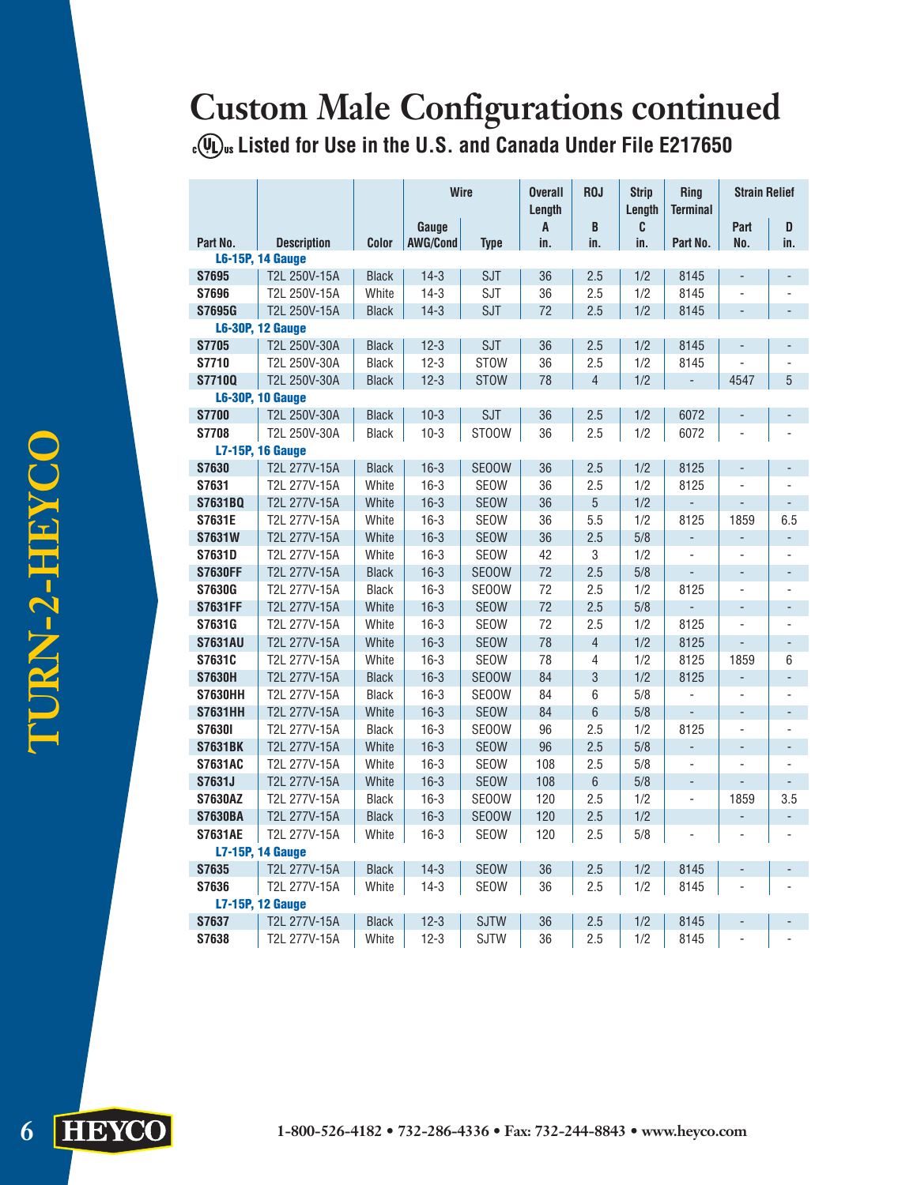# Custom Male Configurations continued

**cULus Listed for Use in the U.S. and Canada Under File E217650**

| Part No. | Description | Color | Wire Gauge AWG/Cond | Wire Type | Overall Length A in. | ROJ B in. | Strip Length C in. | Ring Terminal Part No. | Strain Relief Part No. | Strain Relief D in. |
|---|---|---|---|---|---|---|---|---|---|---|
| **L6-15P, 14 Gauge** | | | | | | | | | | |
| S7695 | T2L 250V-15A | Black | 14-3 | SJT | 36 | 2.5 | 1/2 | 8145 | - | - |
| S7696 | T2L 250V-15A | White | 14-3 | SJT | 36 | 2.5 | 1/2 | 8145 | - | - |
| S7695G | T2L 250V-15A | Black | 14-3 | SJT | 72 | 2.5 | 1/2 | 8145 | - | - |
| **L6-30P, 12 Gauge** | | | | | | | | | | |
| S7705 | T2L 250V-30A | Black | 12-3 | SJT | 36 | 2.5 | 1/2 | 8145 | - | - |
| S7710 | T2L 250V-30A | Black | 12-3 | STOW | 36 | 2.5 | 1/2 | 8145 | - | - |
| S7710Q | T2L 250V-30A | Black | 12-3 | STOW | 78 | 4 | 1/2 | - | 4547 | 5 |
| **L6-30P, 10 Gauge** | | | | | | | | | | |
| S7700 | T2L 250V-30A | Black | 10-3 | SJT | 36 | 2.5 | 1/2 | 6072 | - | - |
| S7708 | T2L 250V-30A | Black | 10-3 | STOOW | 36 | 2.5 | 1/2 | 6072 | - | - |
| **L7-15P, 16 Gauge** | | | | | | | | | | |
| S7630 | T2L 277V-15A | Black | 16-3 | SEOOW | 36 | 2.5 | 1/2 | 8125 | - | - |
| S7631 | T2L 277V-15A | White | 16-3 | SEOW | 36 | 2.5 | 1/2 | 8125 | - | - |
| S7631BQ | T2L 277V-15A | White | 16-3 | SEOW | 36 | 5 | 1/2 | - | - | - |
| S7631E | T2L 277V-15A | White | 16-3 | SEOW | 36 | 5.5 | 1/2 | 8125 | 1859 | 6.5 |
| S7631W | T2L 277V-15A | White | 16-3 | SEOW | 36 | 2.5 | 5/8 | - | - | - |
| S7631D | T2L 277V-15A | White | 16-3 | SEOW | 42 | 3 | 1/2 | - | - | - |
| S7630FF | T2L 277V-15A | Black | 16-3 | SEOOW | 72 | 2.5 | 5/8 | - | - | - |
| S7630G | T2L 277V-15A | Black | 16-3 | SEOOW | 72 | 2.5 | 1/2 | 8125 | - | - |
| S7631FF | T2L 277V-15A | White | 16-3 | SEOW | 72 | 2.5 | 5/8 | - | - | - |
| S7631G | T2L 277V-15A | White | 16-3 | SEOW | 72 | 2.5 | 1/2 | 8125 | - | - |
| S7631AU | T2L 277V-15A | White | 16-3 | SEOW | 78 | 4 | 1/2 | 8125 | - | - |
| S7631C | T2L 277V-15A | White | 16-3 | SEOW | 78 | 4 | 1/2 | 8125 | 1859 | 6 |
| S7630H | T2L 277V-15A | Black | 16-3 | SEOOW | 84 | 3 | 1/2 | 8125 | - | - |
| S7630HH | T2L 277V-15A | Black | 16-3 | SEOOW | 84 | 6 | 5/8 | - | - | - |
| S7631HH | T2L 277V-15A | White | 16-3 | SEOW | 84 | 6 | 5/8 | - | - | - |
| S7630I | T2L 277V-15A | Black | 16-3 | SEOOW | 96 | 2.5 | 1/2 | 8125 | - | - |
| S7631BK | T2L 277V-15A | White | 16-3 | SEOW | 96 | 2.5 | 5/8 | - | - | - |
| S7631AC | T2L 277V-15A | White | 16-3 | SEOW | 108 | 2.5 | 5/8 | - | - | - |
| S7631J | T2L 277V-15A | White | 16-3 | SEOW | 108 | 6 | 5/8 | - | - | - |
| S7630AZ | T2L 277V-15A | Black | 16-3 | SEOOW | 120 | 2.5 | 1/2 | - | 1859 | 3.5 |
| S7630BA | T2L 277V-15A | Black | 16-3 | SEOOW | 120 | 2.5 | 1/2 | | - | - |
| S7631AE | T2L 277V-15A | White | 16-3 | SEOW | 120 | 2.5 | 5/8 | - | - | - |
| **L7-15P, 14 Gauge** | | | | | | | | | | |
| S7635 | T2L 277V-15A | Black | 14-3 | SEOW | 36 | 2.5 | 1/2 | 8145 | - | - |
| S7636 | T2L 277V-15A | White | 14-3 | SEOW | 36 | 2.5 | 1/2 | 8145 | - | - |
| **L7-15P, 12 Gauge** | | | | | | | | | | |
| S7637 | T2L 277V-15A | Black | 12-3 | SJTW | 36 | 2.5 | 1/2 | 8145 | - | - |
| S7638 | T2L 277V-15A | White | 12-3 | SJTW | 36 | 2.5 | 1/2 | 8145 | - | - |

1-800-526-4182 • 732-286-4336 • Fax: 732-244-8843 • www.heyco.com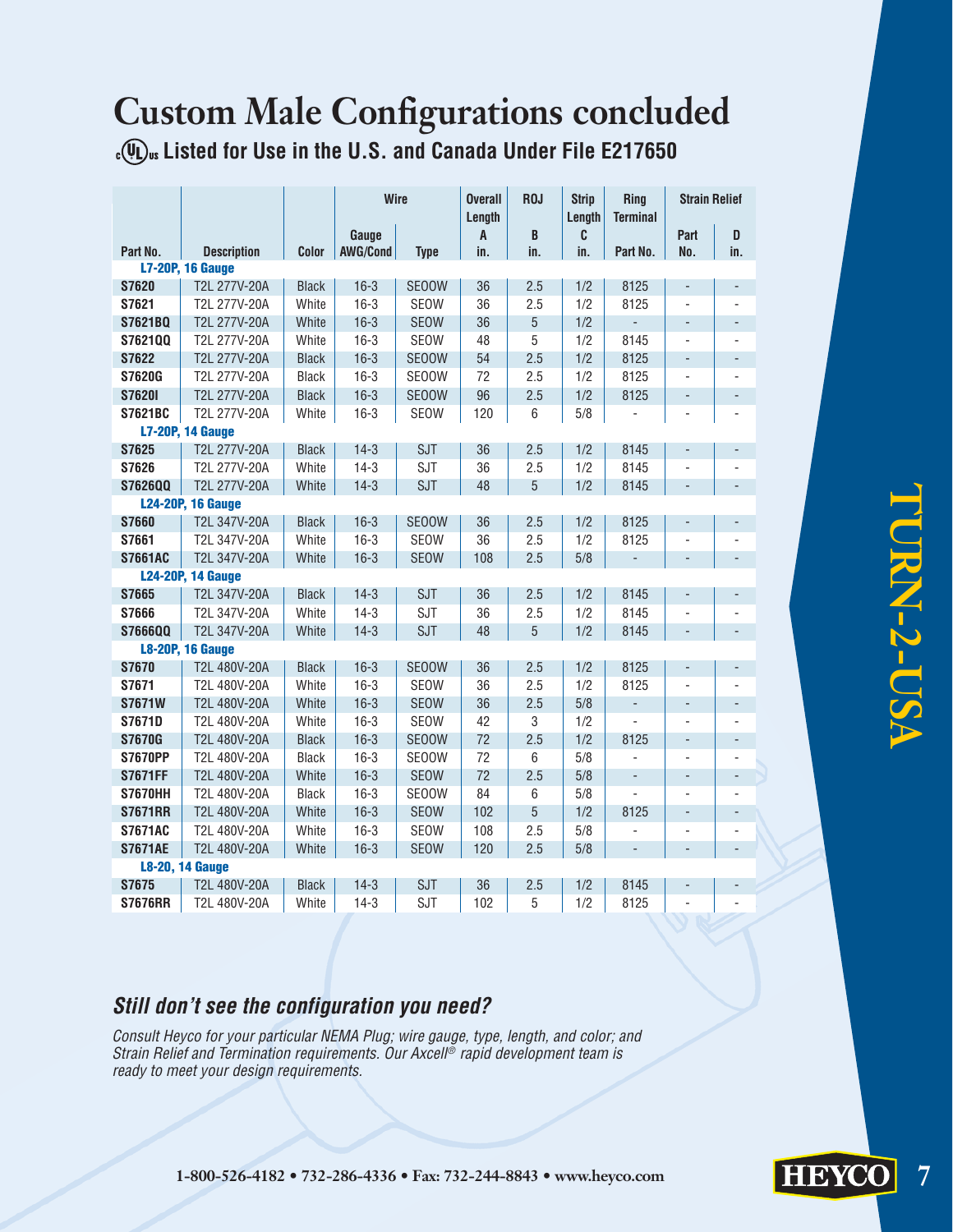# Custom Male Configurations concluded

**cULus Listed for Use in the U.S. and Canada Under File E217650**

| Part No. | Description | Color | Wire Gauge AWG/Cond | Wire Type | Overall Length A in. | ROJ B in. | Strip Length C in. | Ring Terminal Part No. | Strain Relief Part No. | Strain Relief D in. |
|---|---|---|---|---|---|---|---|---|---|---|
| **L7-20P, 16 Gauge** | | | | | | | | | | |
| **S7620** | T2L 277V-20A | Black | 16-3 | SEOOW | 36 | 2.5 | 1/2 | 8125 | - | - |
| **S7621** | T2L 277V-20A | White | 16-3 | SEOW | 36 | 2.5 | 1/2 | 8125 | - | - |
| **S7621BQ** | T2L 277V-20A | White | 16-3 | SEOW | 36 | 5 | 1/2 | - | - | - |
| **S7621QQ** | T2L 277V-20A | White | 16-3 | SEOW | 48 | 5 | 1/2 | 8145 | - | - |
| **S7622** | T2L 277V-20A | Black | 16-3 | SEOOW | 54 | 2.5 | 1/2 | 8125 | - | - |
| **S7620G** | T2L 277V-20A | Black | 16-3 | SEOOW | 72 | 2.5 | 1/2 | 8125 | - | - |
| **S7620I** | T2L 277V-20A | Black | 16-3 | SEOOW | 96 | 2.5 | 1/2 | 8125 | - | - |
| **S7621BC** | T2L 277V-20A | White | 16-3 | SEOW | 120 | 6 | 5/8 | - | - | - |
| **L7-20P, 14 Gauge** | | | | | | | | | | |
| **S7625** | T2L 277V-20A | Black | 14-3 | SJT | 36 | 2.5 | 1/2 | 8145 | - | - |
| **S7626** | T2L 277V-20A | White | 14-3 | SJT | 36 | 2.5 | 1/2 | 8145 | - | - |
| **S7626QQ** | T2L 277V-20A | White | 14-3 | SJT | 48 | 5 | 1/2 | 8145 | - | - |
| **L24-20P, 16 Gauge** | | | | | | | | | | |
| **S7660** | T2L 347V-20A | Black | 16-3 | SEOOW | 36 | 2.5 | 1/2 | 8125 | - | - |
| **S7661** | T2L 347V-20A | White | 16-3 | SEOW | 36 | 2.5 | 1/2 | 8125 | - | - |
| **S7661AC** | T2L 347V-20A | White | 16-3 | SEOW | 108 | 2.5 | 5/8 | - | - | - |
| **L24-20P, 14 Gauge** | | | | | | | | | | |
| **S7665** | T2L 347V-20A | Black | 14-3 | SJT | 36 | 2.5 | 1/2 | 8145 | - | - |
| **S7666** | T2L 347V-20A | White | 14-3 | SJT | 36 | 2.5 | 1/2 | 8145 | - | - |
| **S7666QQ** | T2L 347V-20A | White | 14-3 | SJT | 48 | 5 | 1/2 | 8145 | - | - |
| **L8-20P, 16 Gauge** | | | | | | | | | | |
| **S7670** | T2L 480V-20A | Black | 16-3 | SEOOW | 36 | 2.5 | 1/2 | 8125 | - | - |
| **S7671** | T2L 480V-20A | White | 16-3 | SEOW | 36 | 2.5 | 1/2 | 8125 | - | - |
| **S7671W** | T2L 480V-20A | White | 16-3 | SEOW | 36 | 2.5 | 5/8 | - | - | - |
| **S7671D** | T2L 480V-20A | White | 16-3 | SEOW | 42 | 3 | 1/2 | - | - | - |
| **S7670G** | T2L 480V-20A | Black | 16-3 | SEOOW | 72 | 2.5 | 1/2 | 8125 | - | - |
| **S7670PP** | T2L 480V-20A | Black | 16-3 | SEOOW | 72 | 6 | 5/8 | - | - | - |
| **S7671FF** | T2L 480V-20A | White | 16-3 | SEOW | 72 | 2.5 | 5/8 | - | - | - |
| **S7670HH** | T2L 480V-20A | Black | 16-3 | SEOOW | 84 | 6 | 5/8 | - | - | - |
| **S7671RR** | T2L 480V-20A | White | 16-3 | SEOW | 102 | 5 | 1/2 | 8125 | - | - |
| **S7671AC** | T2L 480V-20A | White | 16-3 | SEOW | 108 | 2.5 | 5/8 | - | - | - |
| **S7671AE** | T2L 480V-20A | White | 16-3 | SEOW | 120 | 2.5 | 5/8 | - | - | - |
| **L8-20, 14 Gauge** | | | | | | | | | | |
| **S7675** | T2L 480V-20A | Black | 14-3 | SJT | 36 | 2.5 | 1/2 | 8145 | - | - |
| **S7676RR** | T2L 480V-20A | White | 14-3 | SJT | 102 | 5 | 1/2 | 8125 | - | - |

### *Still don't see the configuration you need?*

*Consult Heyco for your particular NEMA Plug; wire gauge, type, length, and color; and Strain Relief and Termination requirements. Our Axcell® rapid development team is ready to meet your design requirements.*

TURN-2-USA

1-800-526-4182 • 732-286-4336 • Fax: 732-244-8843 • www.heyco.com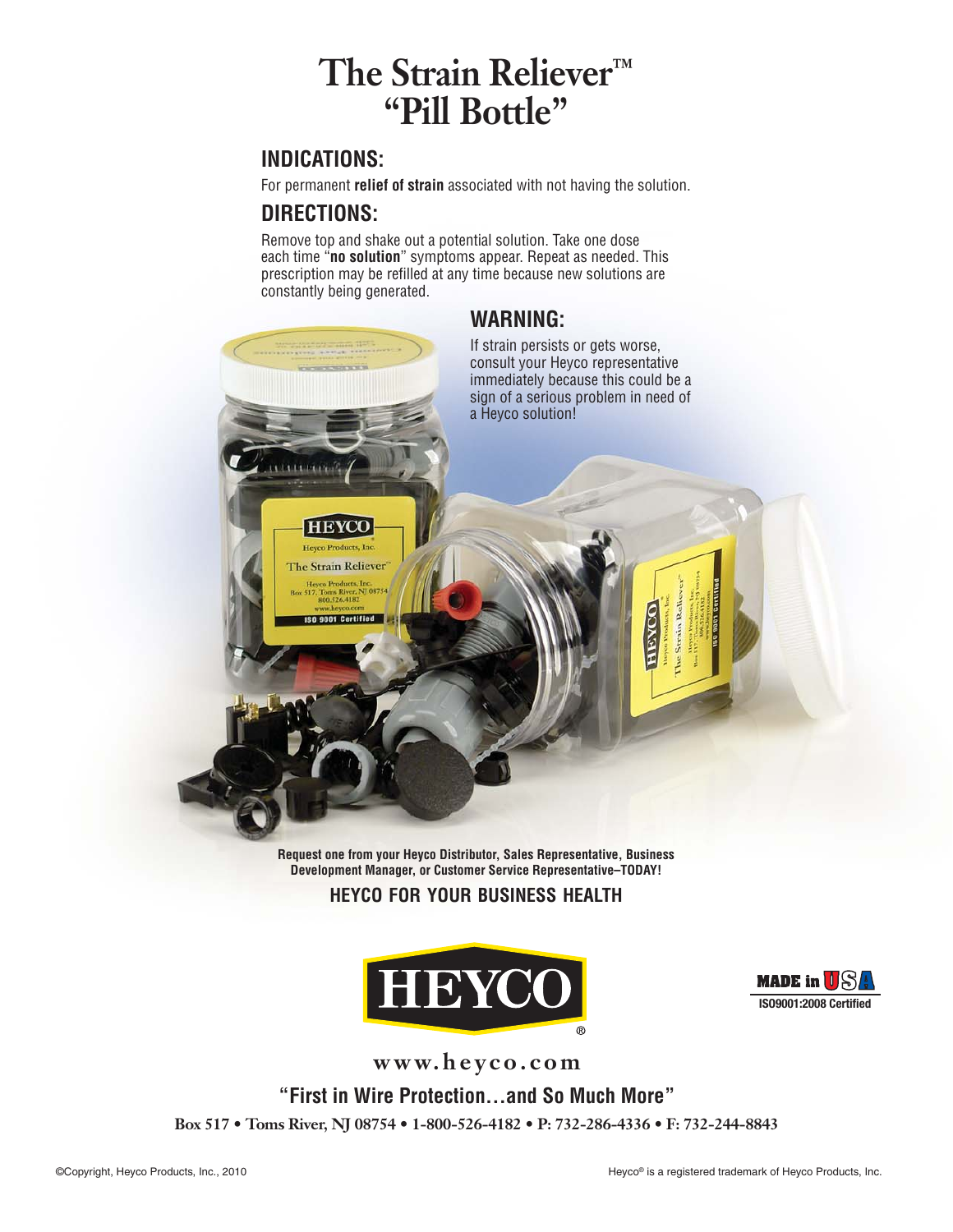# The Strain Reliever™ "Pill Bottle"

## INDICATIONS:

For permanent **relief of strain** associated with not having the solution.

## DIRECTIONS:

Remove top and shake out a potential solution. Take one dose each time "**no solution**" symptoms appear. Repeat as needed. This prescription may be refilled at any time because new solutions are constantly being generated.

## WARNING:

If strain persists or gets worse, consult your Heyco representative immediately because this could be a sign of a serious problem in need of a Heyco solution!

**Request one from your Heyco Distributor, Sales Representative, Business Development Manager, or Customer Service Representative–TODAY!**

**HEYCO FOR YOUR BUSINESS HEALTH**

HEYCO®

MADE in USA
ISO9001:2008 Certified

**www.heyco.com**

**"First in Wire Protection…and So Much More"**

**Box 517 • Toms River, NJ 08754 • 1-800-526-4182 • P: 732-286-4336 • F: 732-244-8843**

©Copyright, Heyco Products, Inc., 2010

Heyco® is a registered trademark of Heyco Products, Inc.